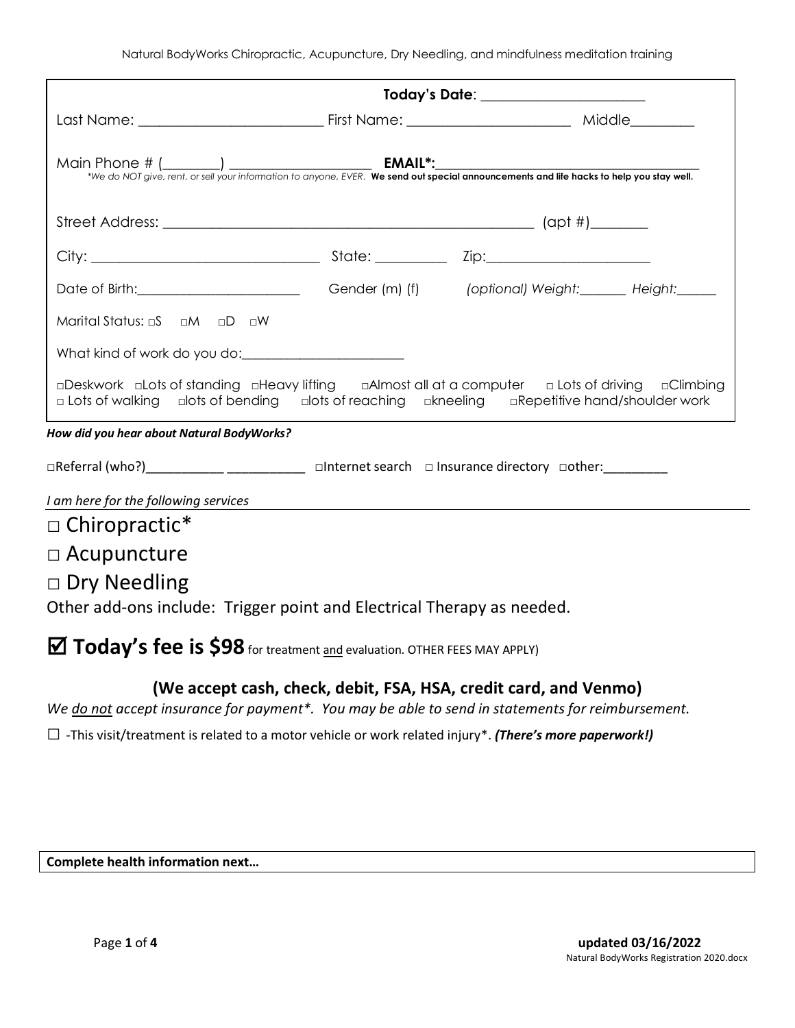Natural BodyWorks Chiropractic, Acupuncture, Dry Needling, and mindfulness meditation training

**Today's Date**: _______________________

Last Name: _________________________ First Name: ______________________ Middle_________

Main Phone # (_______) ___________________ **EMAIL***:_____________________________________

*\*We do NOT give, rent, or sell your information to anyone, EVER.* **We send out special announcements and life hacks to help you stay well.**

Street Address: ___________________________________________________ (apt #)________

City: _______________________________ State: __________ Zip:______________________

Date of Birth:_______________________ Gender (m) (f) *(optional) Weight:_______ Height:______*

Marital Status: □S □M □D □W

What kind of work do you do:_______________________

□Deskwork □Lots of standing □Heavy lifting □Almost all at a computer □ Lots of driving □Climbing □ Lots of walking □lots of bending □lots of reaching □kneeling □Repetitive hand/shoulder work

***How did you hear about Natural BodyWorks?***

□Referral (who?)___________ ___________ □Internet search □ Insurance directory □other:_________

*I am here for the following services*

□ Chiropractic*

□ Acupuncture

□ Dry Needling

Other add-ons include: Trigger point and Electrical Therapy as needed.

☑ **Today's fee is $98** for treatment and evaluation. OTHER FEES MAY APPLY)

**(We accept cash, check, debit, FSA, HSA, credit card, and Venmo)**

*We do not accept insurance for payment\*. You may be able to send in statements for reimbursement.*

☐ -This visit/treatment is related to a motor vehicle or work related injury\*. ***(There's more paperwork!)***

**Complete health information next…**

**updated 03/16/2022**

Natural BodyWorks Registration 2020.docx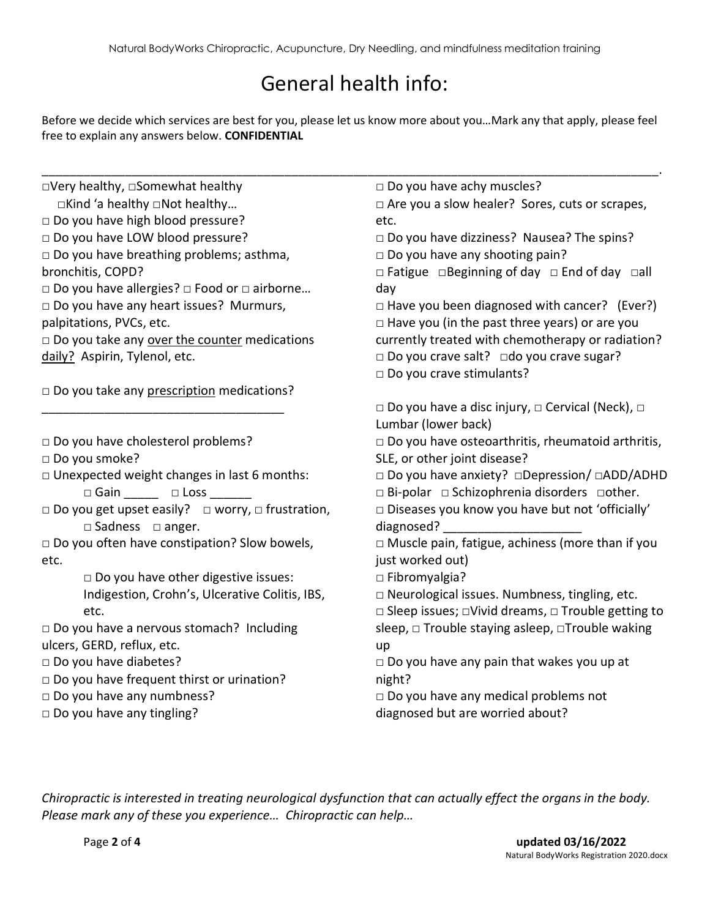# General health info:

Before we decide which services are best for you, please let us know more about you…Mark any that apply, please feel free to explain any answers below. **CONFIDENTIAL**

______________________________________________________________________________________________.

□Very healthy, □Somewhat healthy □Kind 'a healthy □Not healthy…

□ Do you have high blood pressure?

□ Do you have LOW blood pressure?

□ Do you have breathing problems; asthma, bronchitis, COPD?

□ Do you have allergies? □ Food or □ airborne…

□ Do you have any heart issues? Murmurs, palpitations, PVCs, etc.

□ Do you take any over the counter medications daily? Aspirin, Tylenol, etc.

□ Do you take any prescription medications? ___________________________________

□ Do you have cholesterol problems?

□ Do you smoke?

□ Unexpected weight changes in last 6 months: □ Gain _____ □ Loss ______

□ Do you get upset easily? □ worry, □ frustration, □ Sadness □ anger.

□ Do you often have constipation? Slow bowels, etc.

□ Do you have other digestive issues: Indigestion, Crohn's, Ulcerative Colitis, IBS, etc.

□ Do you have a nervous stomach? Including ulcers, GERD, reflux, etc.

□ Do you have diabetes?

□ Do you have frequent thirst or urination?

□ Do you have any numbness?

□ Do you have any tingling?

□ Do you have achy muscles?

□ Are you a slow healer? Sores, cuts or scrapes, etc.

□ Do you have dizziness? Nausea? The spins?

□ Do you have any shooting pain?

□ Fatigue □Beginning of day □ End of day □all day

□ Have you been diagnosed with cancer? (Ever?)

□ Have you (in the past three years) or are you currently treated with chemotherapy or radiation?

□ Do you crave salt? □do you crave sugar?

□ Do you crave stimulants?

□ Do you have a disc injury, □ Cervical (Neck), □ Lumbar (lower back)

□ Do you have osteoarthritis, rheumatoid arthritis, SLE, or other joint disease?

□ Do you have anxiety? □Depression/ □ADD/ADHD

□ Bi-polar □ Schizophrenia disorders □other.

□ Diseases you know you have but not 'officially' diagnosed? ____________________

□ Muscle pain, fatigue, achiness (more than if you just worked out)

□ Fibromyalgia?

□ Neurological issues. Numbness, tingling, etc.

□ Sleep issues; □Vivid dreams, □ Trouble getting to sleep, □ Trouble staying asleep, □Trouble waking up

□ Do you have any pain that wakes you up at night?

□ Do you have any medical problems not diagnosed but are worried about?

*Chiropractic is interested in treating neurological dysfunction that can actually effect the organs in the body. Please mark any of these you experience… Chiropractic can help…*

**updated 03/16/2022**

Natural BodyWorks Registration 2020.docx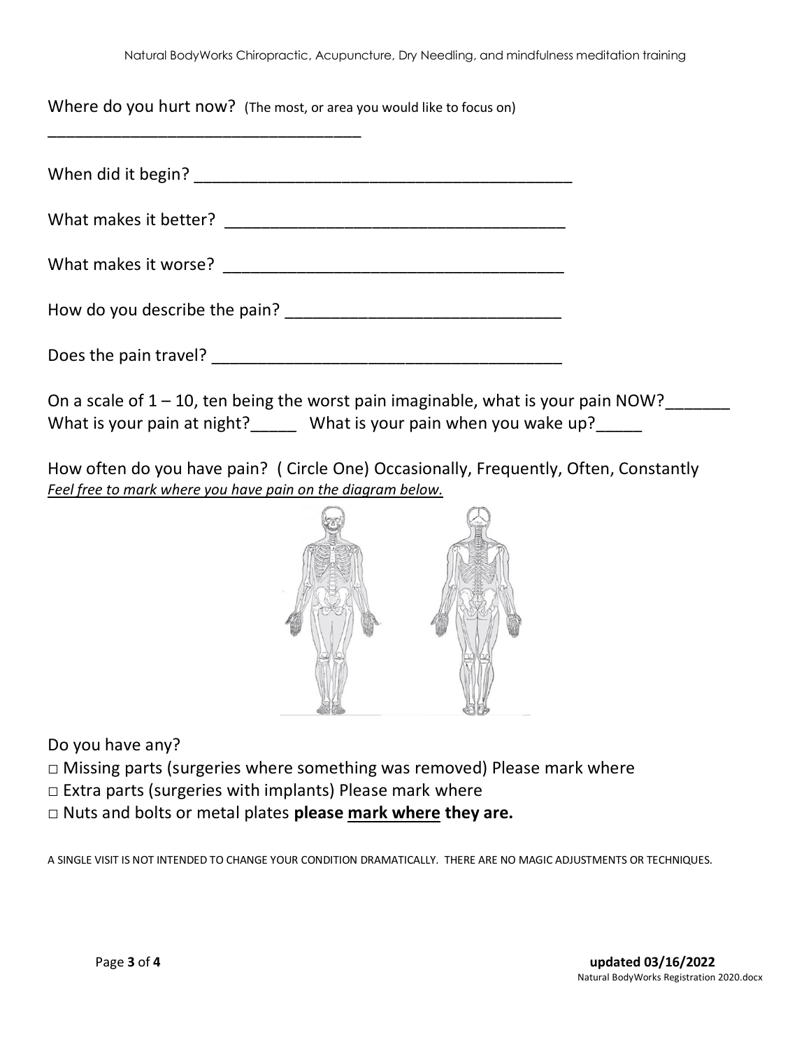Where do you hurt now? (The most, or area you would like to focus on)

___________________________________

When did it begin? __________________________________________

What makes it better? ______________________________________

What makes it worse? ______________________________________

How do you describe the pain? ______________________________

Does the pain travel? _______________________________________

On a scale of 1 – 10, ten being the worst pain imaginable, what is your pain NOW?_______
What is your pain at night?_____ What is your pain when you wake up?_____

How often do you have pain? ( Circle One) Occasionally, Frequently, Often, Constantly
*Feel free to mark where you have pain on the diagram below.*

Do you have any?

□ Missing parts (surgeries where something was removed) Please mark where
□ Extra parts (surgeries with implants) Please mark where
□ Nuts and bolts or metal plates **please mark where they are.**

A SINGLE VISIT IS NOT INTENDED TO CHANGE YOUR CONDITION DRAMATICALLY. THERE ARE NO MAGIC ADJUSTMENTS OR TECHNIQUES.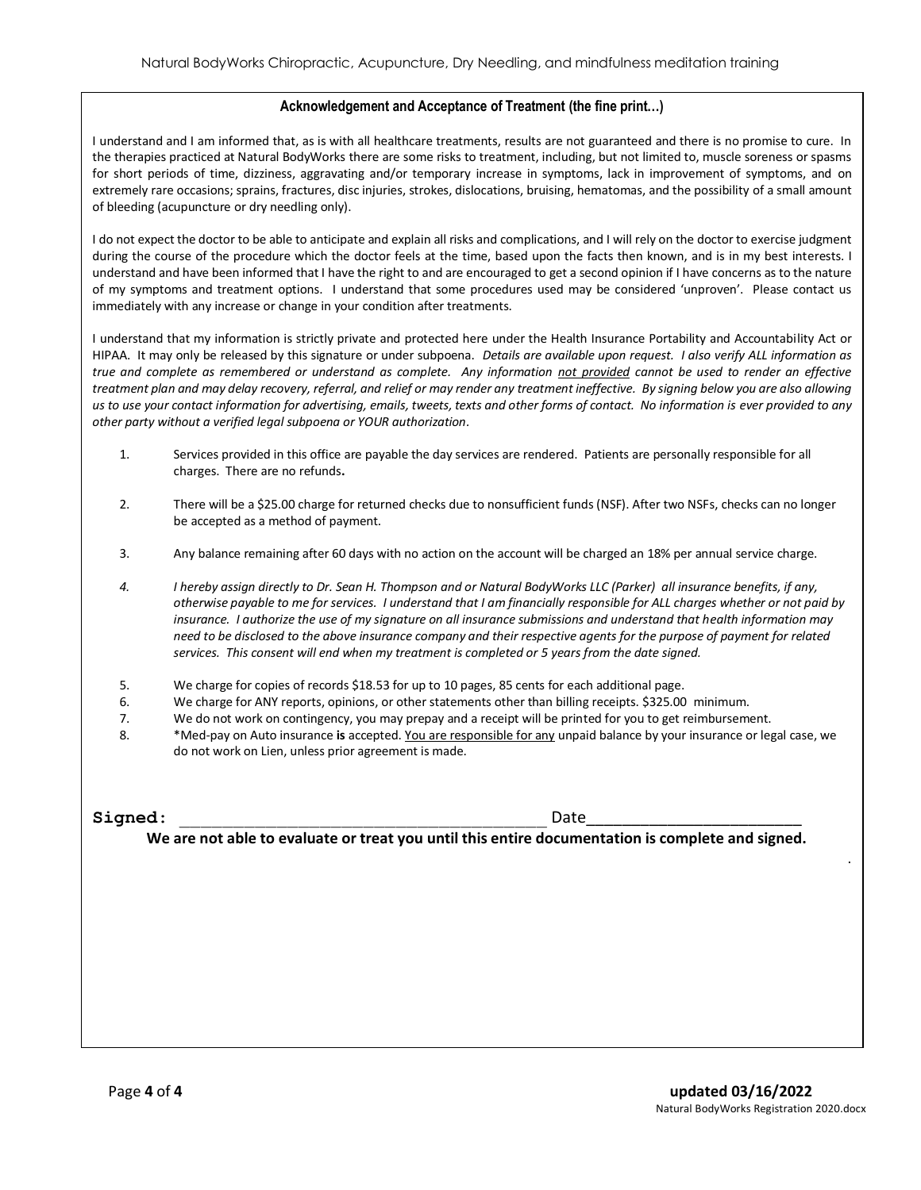### Acknowledgement and Acceptance of Treatment (the fine print…)

I understand and I am informed that, as is with all healthcare treatments, results are not guaranteed and there is no promise to cure. In the therapies practiced at Natural BodyWorks there are some risks to treatment, including, but not limited to, muscle soreness or spasms for short periods of time, dizziness, aggravating and/or temporary increase in symptoms, lack in improvement of symptoms, and on extremely rare occasions; sprains, fractures, disc injuries, strokes, dislocations, bruising, hematomas, and the possibility of a small amount of bleeding (acupuncture or dry needling only).

I do not expect the doctor to be able to anticipate and explain all risks and complications, and I will rely on the doctor to exercise judgment during the course of the procedure which the doctor feels at the time, based upon the facts then known, and is in my best interests. I understand and have been informed that I have the right to and are encouraged to get a second opinion if I have concerns as to the nature of my symptoms and treatment options. I understand that some procedures used may be considered 'unproven'. Please contact us immediately with any increase or change in your condition after treatments.

I understand that my information is strictly private and protected here under the Health Insurance Portability and Accountability Act or HIPAA. It may only be released by this signature or under subpoena. *Details are available upon request. I also verify ALL information as true and complete as remembered or understand as complete. Any information <u>not provided</u> cannot be used to render an effective treatment plan and may delay recovery, referral, and relief or may render any treatment ineffective. By signing below you are also allowing us to use your contact information for advertising, emails, tweets, texts and other forms of contact. No information is ever provided to any other party without a verified legal subpoena or YOUR authorization*.

1. Services provided in this office are payable the day services are rendered. Patients are personally responsible for all charges. There are no refunds**.**
2. There will be a $25.00 charge for returned checks due to nonsufficient funds (NSF). After two NSFs, checks can no longer be accepted as a method of payment.
3. Any balance remaining after 60 days with no action on the account will be charged an 18% per annual service charge.
4. *I hereby assign directly to Dr. Sean H. Thompson and or Natural BodyWorks LLC (Parker) all insurance benefits, if any, otherwise payable to me for services. I understand that I am financially responsible for ALL charges whether or not paid by insurance. I authorize the use of my signature on all insurance submissions and understand that health information may need to be disclosed to the above insurance company and their respective agents for the purpose of payment for related services. This consent will end when my treatment is completed or 5 years from the date signed.*
5. We charge for copies of records $18.53 for up to 10 pages, 85 cents for each additional page.
6. We charge for ANY reports, opinions, or other statements other than billing receipts. $325.00 minimum.
7. We do not work on contingency, you may prepay and a receipt will be printed for you to get reimbursement.
8. *Med-pay on Auto insurance **is** accepted. <u>You are responsible for any</u> unpaid balance by your insurance or legal case, we do not work on Lien, unless prior agreement is made.

**Signed:** ____________________________________________ Date________________________

**We are not able to evaluate or treat you until this entire documentation is complete and signed.**

**updated 03/16/2022**

Natural BodyWorks Registration 2020.docx